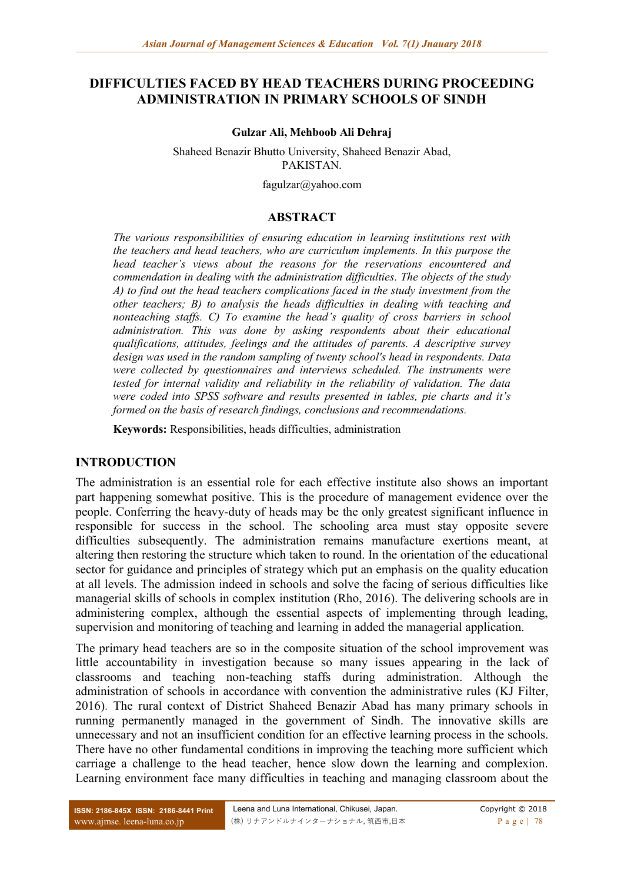# DIFFICULTIES FACED BY HEAD TEACHERS DURING PROCEEDING ADMINISTRATION IN PRIMARY SCHOOLS OF SINDH

**Gulzar Ali, Mehboob Ali Dehraj**

Shaheed Benazir Bhutto University, Shaheed Benazir Abad, PAKISTAN.

fagulzar@yahoo.com

## ABSTRACT

*The various responsibilities of ensuring education in learning institutions rest with the teachers and head teachers, who are curriculum implements. In this purpose the head teacher's views about the reasons for the reservations encountered and commendation in dealing with the administration difficulties. The objects of the study A) to find out the head teachers complications faced in the study investment from the other teachers; B) to analysis the heads difficulties in dealing with teaching and nonteaching staffs. C) To examine the head's quality of cross barriers in school administration. This was done by asking respondents about their educational qualifications, attitudes, feelings and the attitudes of parents. A descriptive survey design was used in the random sampling of twenty school's head in respondents. Data were collected by questionnaires and interviews scheduled. The instruments were tested for internal validity and reliability in the reliability of validation. The data were coded into SPSS software and results presented in tables, pie charts and it's formed on the basis of research findings, conclusions and recommendations.*

**Keywords:** Responsibilities, heads difficulties, administration

## INTRODUCTION

The administration is an essential role for each effective institute also shows an important part happening somewhat positive. This is the procedure of management evidence over the people. Conferring the heavy-duty of heads may be the only greatest significant influence in responsible for success in the school. The schooling area must stay opposite severe difficulties subsequently. The administration remains manufacture exertions meant, at altering then restoring the structure which taken to round. In the orientation of the educational sector for guidance and principles of strategy which put an emphasis on the quality education at all levels. The admission indeed in schools and solve the facing of serious difficulties like managerial skills of schools in complex institution (Rho, 2016). The delivering schools are in administering complex, although the essential aspects of implementing through leading, supervision and monitoring of teaching and learning in added the managerial application.

The primary head teachers are so in the composite situation of the school improvement was little accountability in investigation because so many issues appearing in the lack of classrooms and teaching non-teaching staffs during administration. Although the administration of schools in accordance with convention the administrative rules (KJ Filter, 2016). The rural context of District Shaheed Benazir Abad has many primary schools in running permanently managed in the government of Sindh. The innovative skills are unnecessary and not an insufficient condition for an effective learning process in the schools. There have no other fundamental conditions in improving the teaching more sufficient which carriage a challenge to the head teacher, hence slow down the learning and complexion. Learning environment face many difficulties in teaching and managing classroom about the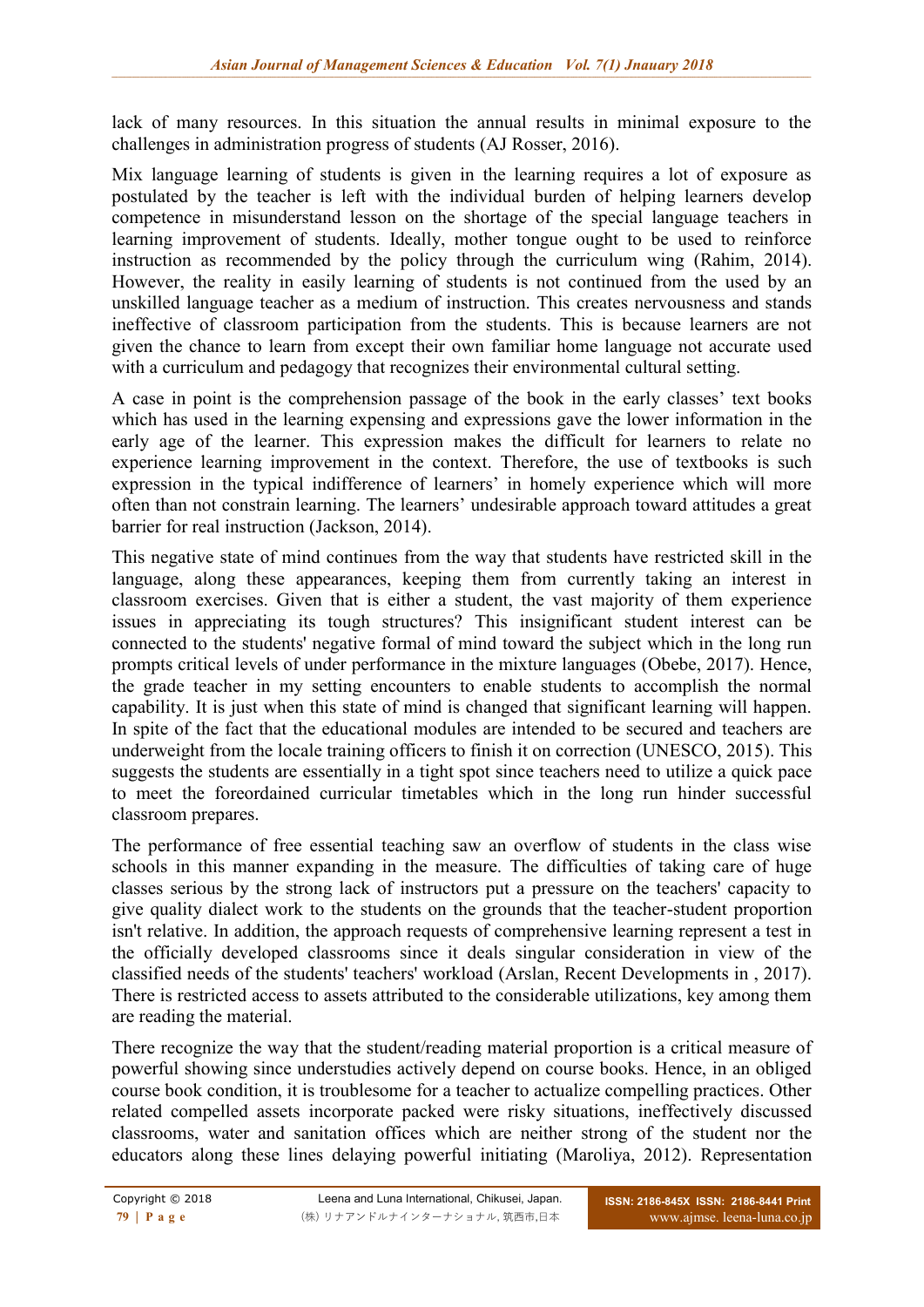lack of many resources. In this situation the annual results in minimal exposure to the challenges in administration progress of students (AJ Rosser, 2016).

Mix language learning of students is given in the learning requires a lot of exposure as postulated by the teacher is left with the individual burden of helping learners develop competence in misunderstand lesson on the shortage of the special language teachers in learning improvement of students. Ideally, mother tongue ought to be used to reinforce instruction as recommended by the policy through the curriculum wing (Rahim, 2014). However, the reality in easily learning of students is not continued from the used by an unskilled language teacher as a medium of instruction. This creates nervousness and stands ineffective of classroom participation from the students. This is because learners are not given the chance to learn from except their own familiar home language not accurate used with a curriculum and pedagogy that recognizes their environmental cultural setting.

A case in point is the comprehension passage of the book in the early classes' text books which has used in the learning expensing and expressions gave the lower information in the early age of the learner. This expression makes the difficult for learners to relate no experience learning improvement in the context. Therefore, the use of textbooks is such expression in the typical indifference of learners' in homely experience which will more often than not constrain learning. The learners' undesirable approach toward attitudes a great barrier for real instruction (Jackson, 2014).

This negative state of mind continues from the way that students have restricted skill in the language, along these appearances, keeping them from currently taking an interest in classroom exercises. Given that is either a student, the vast majority of them experience issues in appreciating its tough structures? This insignificant student interest can be connected to the students' negative formal of mind toward the subject which in the long run prompts critical levels of under performance in the mixture languages (Obebe, 2017). Hence, the grade teacher in my setting encounters to enable students to accomplish the normal capability. It is just when this state of mind is changed that significant learning will happen. In spite of the fact that the educational modules are intended to be secured and teachers are underweight from the locale training officers to finish it on correction (UNESCO, 2015). This suggests the students are essentially in a tight spot since teachers need to utilize a quick pace to meet the foreordained curricular timetables which in the long run hinder successful classroom prepares.

The performance of free essential teaching saw an overflow of students in the class wise schools in this manner expanding in the measure. The difficulties of taking care of huge classes serious by the strong lack of instructors put a pressure on the teachers' capacity to give quality dialect work to the students on the grounds that the teacher-student proportion isn't relative. In addition, the approach requests of comprehensive learning represent a test in the officially developed classrooms since it deals singular consideration in view of the classified needs of the students' teachers' workload (Arslan, Recent Developments in , 2017). There is restricted access to assets attributed to the considerable utilizations, key among them are reading the material.

There recognize the way that the student/reading material proportion is a critical measure of powerful showing since understudies actively depend on course books. Hence, in an obliged course book condition, it is troublesome for a teacher to actualize compelling practices. Other related compelled assets incorporate packed were risky situations, ineffectively discussed classrooms, water and sanitation offices which are neither strong of the student nor the educators along these lines delaying powerful initiating (Maroliya, 2012). Representation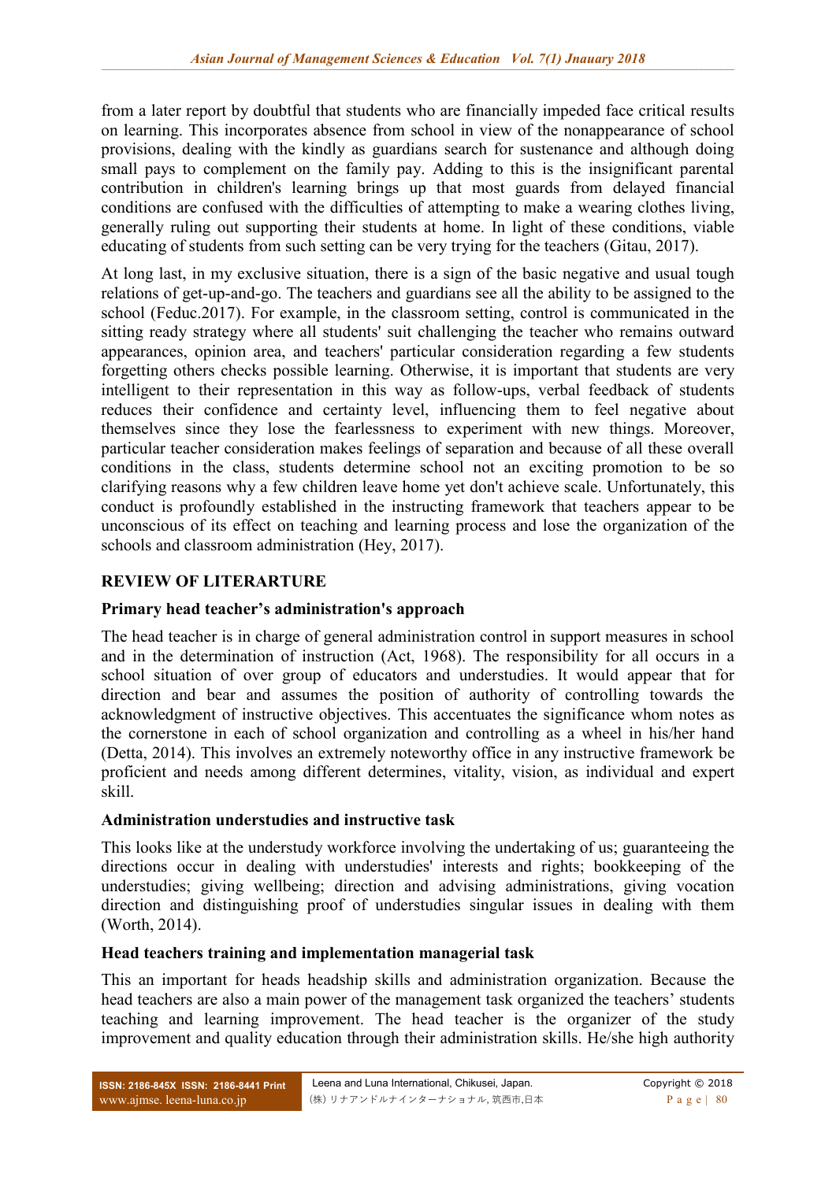from a later report by doubtful that students who are financially impeded face critical results on learning. This incorporates absence from school in view of the nonappearance of school provisions, dealing with the kindly as guardians search for sustenance and although doing small pays to complement on the family pay. Adding to this is the insignificant parental contribution in children's learning brings up that most guards from delayed financial conditions are confused with the difficulties of attempting to make a wearing clothes living, generally ruling out supporting their students at home. In light of these conditions, viable educating of students from such setting can be very trying for the teachers (Gitau, 2017).

At long last, in my exclusive situation, there is a sign of the basic negative and usual tough relations of get-up-and-go. The teachers and guardians see all the ability to be assigned to the school (Feduc.2017). For example, in the classroom setting, control is communicated in the sitting ready strategy where all students' suit challenging the teacher who remains outward appearances, opinion area, and teachers' particular consideration regarding a few students forgetting others checks possible learning. Otherwise, it is important that students are very intelligent to their representation in this way as follow-ups, verbal feedback of students reduces their confidence and certainty level, influencing them to feel negative about themselves since they lose the fearlessness to experiment with new things. Moreover, particular teacher consideration makes feelings of separation and because of all these overall conditions in the class, students determine school not an exciting promotion to be so clarifying reasons why a few children leave home yet don't achieve scale. Unfortunately, this conduct is profoundly established in the instructing framework that teachers appear to be unconscious of its effect on teaching and learning process and lose the organization of the schools and classroom administration (Hey, 2017).

## REVIEW OF LITERARTURE

### Primary head teacher's administration's approach

The head teacher is in charge of general administration control in support measures in school and in the determination of instruction (Act, 1968). The responsibility for all occurs in a school situation of over group of educators and understudies. It would appear that for direction and bear and assumes the position of authority of controlling towards the acknowledgment of instructive objectives. This accentuates the significance whom notes as the cornerstone in each of school organization and controlling as a wheel in his/her hand (Detta, 2014). This involves an extremely noteworthy office in any instructive framework be proficient and needs among different determines, vitality, vision, as individual and expert skill.

### Administration understudies and instructive task

This looks like at the understudy workforce involving the undertaking of us; guaranteeing the directions occur in dealing with understudies' interests and rights; bookkeeping of the understudies; giving wellbeing; direction and advising administrations, giving vocation direction and distinguishing proof of understudies singular issues in dealing with them (Worth, 2014).

### Head teachers training and implementation managerial task

This an important for heads headship skills and administration organization. Because the head teachers are also a main power of the management task organized the teachers' students teaching and learning improvement. The head teacher is the organizer of the study improvement and quality education through their administration skills. He/she high authority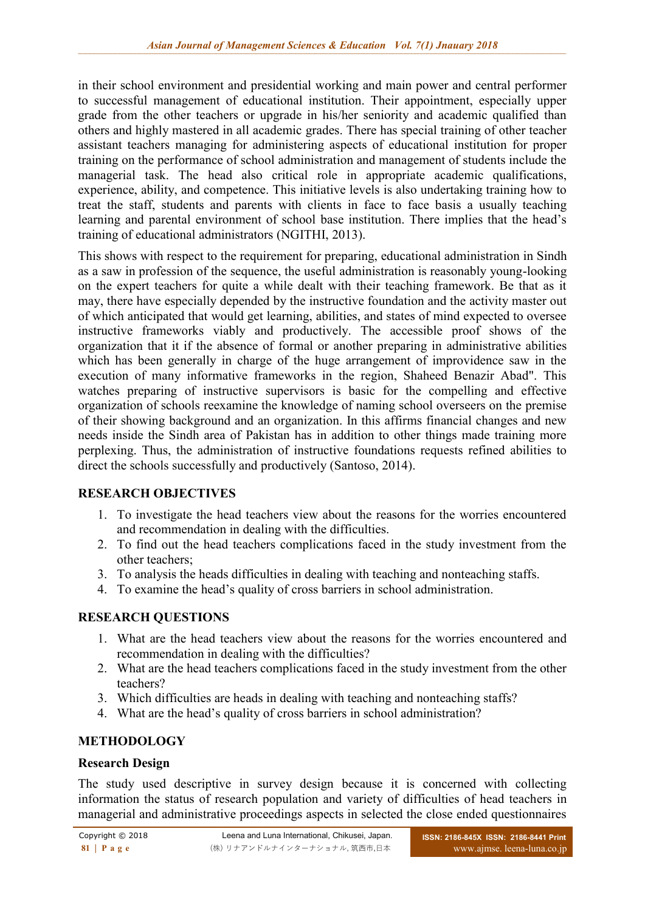in their school environment and presidential working and main power and central performer to successful management of educational institution. Their appointment, especially upper grade from the other teachers or upgrade in his/her seniority and academic qualified than others and highly mastered in all academic grades. There has special training of other teacher assistant teachers managing for administering aspects of educational institution for proper training on the performance of school administration and management of students include the managerial task. The head also critical role in appropriate academic qualifications, experience, ability, and competence. This initiative levels is also undertaking training how to treat the staff, students and parents with clients in face to face basis a usually teaching learning and parental environment of school base institution. There implies that the head's training of educational administrators (NGITHI, 2013).

This shows with respect to the requirement for preparing, educational administration in Sindh as a saw in profession of the sequence, the useful administration is reasonably young-looking on the expert teachers for quite a while dealt with their teaching framework. Be that as it may, there have especially depended by the instructive foundation and the activity master out of which anticipated that would get learning, abilities, and states of mind expected to oversee instructive frameworks viably and productively. The accessible proof shows of the organization that it if the absence of formal or another preparing in administrative abilities which has been generally in charge of the huge arrangement of improvidence saw in the execution of many informative frameworks in the region, Shaheed Benazir Abad". This watches preparing of instructive supervisors is basic for the compelling and effective organization of schools reexamine the knowledge of naming school overseers on the premise of their showing background and an organization. In this affirms financial changes and new needs inside the Sindh area of Pakistan has in addition to other things made training more perplexing. Thus, the administration of instructive foundations requests refined abilities to direct the schools successfully and productively (Santoso, 2014).

## RESEARCH OBJECTIVES

1. To investigate the head teachers view about the reasons for the worries encountered and recommendation in dealing with the difficulties.
2. To find out the head teachers complications faced in the study investment from the other teachers;
3. To analysis the heads difficulties in dealing with teaching and nonteaching staffs.
4. To examine the head's quality of cross barriers in school administration.

## RESEARCH QUESTIONS

1. What are the head teachers view about the reasons for the worries encountered and recommendation in dealing with the difficulties?
2. What are the head teachers complications faced in the study investment from the other teachers?
3. Which difficulties are heads in dealing with teaching and nonteaching staffs?
4. What are the head's quality of cross barriers in school administration?

## METHODOLOGY

### Research Design

The study used descriptive in survey design because it is concerned with collecting information the status of research population and variety of difficulties of head teachers in managerial and administrative proceedings aspects in selected the close ended questionnaires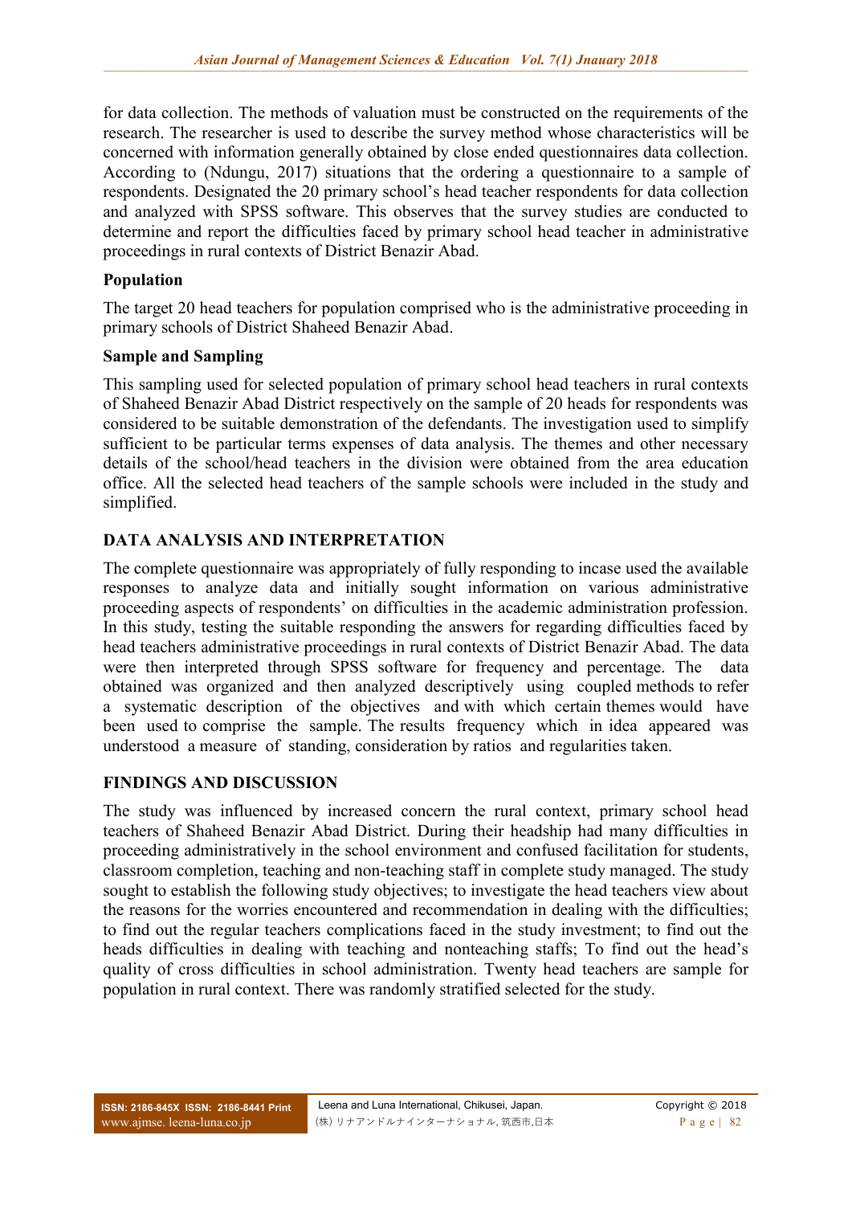for data collection. The methods of valuation must be constructed on the requirements of the research. The researcher is used to describe the survey method whose characteristics will be concerned with information generally obtained by close ended questionnaires data collection. According to (Ndungu, 2017) situations that the ordering a questionnaire to a sample of respondents. Designated the 20 primary school's head teacher respondents for data collection and analyzed with SPSS software. This observes that the survey studies are conducted to determine and report the difficulties faced by primary school head teacher in administrative proceedings in rural contexts of District Benazir Abad.

**Population**

The target 20 head teachers for population comprised who is the administrative proceeding in primary schools of District Shaheed Benazir Abad.

**Sample and Sampling**

This sampling used for selected population of primary school head teachers in rural contexts of Shaheed Benazir Abad District respectively on the sample of 20 heads for respondents was considered to be suitable demonstration of the defendants. The investigation used to simplify sufficient to be particular terms expenses of data analysis. The themes and other necessary details of the school/head teachers in the division were obtained from the area education office. All the selected head teachers of the sample schools were included in the study and simplified.

## DATA ANALYSIS AND INTERPRETATION

The complete questionnaire was appropriately of fully responding to incase used the available responses to analyze data and initially sought information on various administrative proceeding aspects of respondents' on difficulties in the academic administration profession. In this study, testing the suitable responding the answers for regarding difficulties faced by head teachers administrative proceedings in rural contexts of District Benazir Abad. The data were then interpreted through SPSS software for frequency and percentage. The data obtained was organized and then analyzed descriptively using coupled methods to refer a systematic description of the objectives and with which certain themes would have been used to comprise the sample. The results frequency which in idea appeared was understood a measure of standing, consideration by ratios and regularities taken.

## FINDINGS AND DISCUSSION

The study was influenced by increased concern the rural context, primary school head teachers of Shaheed Benazir Abad District. During their headship had many difficulties in proceeding administratively in the school environment and confused facilitation for students, classroom completion, teaching and non-teaching staff in complete study managed. The study sought to establish the following study objectives; to investigate the head teachers view about the reasons for the worries encountered and recommendation in dealing with the difficulties; to find out the regular teachers complications faced in the study investment; to find out the heads difficulties in dealing with teaching and nonteaching staffs; To find out the head's quality of cross difficulties in school administration. Twenty head teachers are sample for population in rural context. There was randomly stratified selected for the study.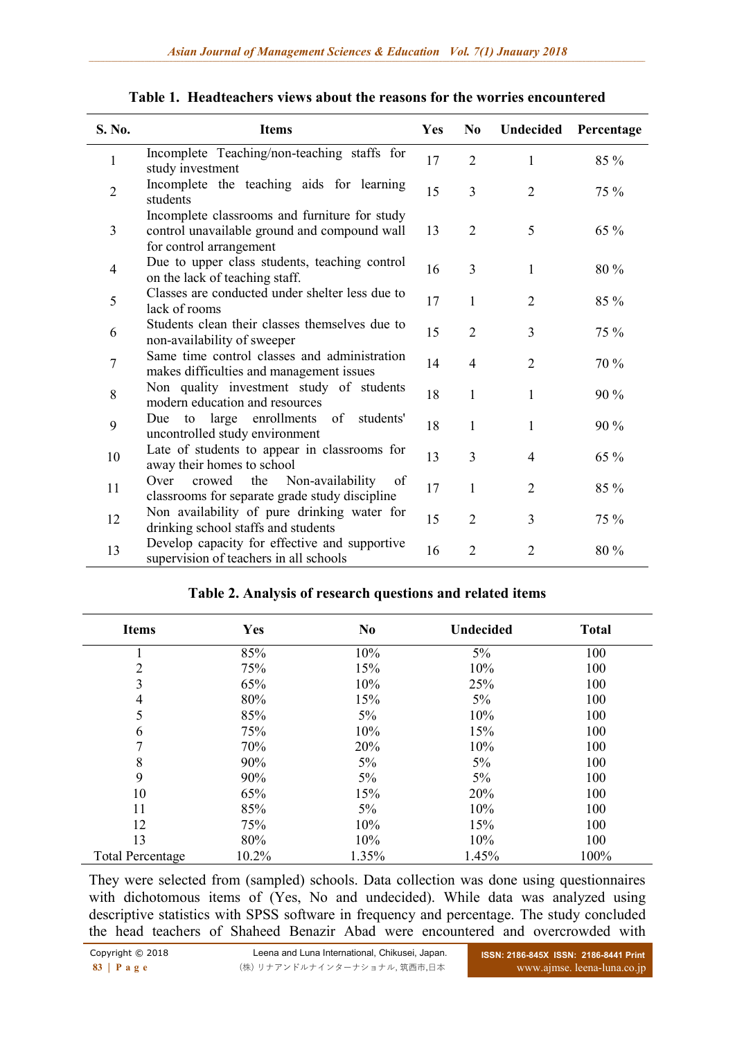**Table 1. Headteachers views about the reasons for the worries encountered**

| S. No. | Items | Yes | No | Undecided | Percentage |
|---|---|---|---|---|---|
| 1 | Incomplete Teaching/non-teaching staffs for study investment | 17 | 2 | 1 | 85 % |
| 2 | Incomplete the teaching aids for learning students | 15 | 3 | 2 | 75 % |
| 3 | Incomplete classrooms and furniture for study control unavailable ground and compound wall for control arrangement | 13 | 2 | 5 | 65 % |
| 4 | Due to upper class students, teaching control on the lack of teaching staff. | 16 | 3 | 1 | 80 % |
| 5 | Classes are conducted under shelter less due to lack of rooms | 17 | 1 | 2 | 85 % |
| 6 | Students clean their classes themselves due to non-availability of sweeper | 15 | 2 | 3 | 75 % |
| 7 | Same time control classes and administration makes difficulties and management issues | 14 | 4 | 2 | 70 % |
| 8 | Non quality investment study of students modern education and resources | 18 | 1 | 1 | 90 % |
| 9 | Due to large enrollments of students' uncontrolled study environment | 18 | 1 | 1 | 90 % |
| 10 | Late of students to appear in classrooms for away their homes to school | 13 | 3 | 4 | 65 % |
| 11 | Over crowed the Non-availability of classrooms for separate grade study discipline | 17 | 1 | 2 | 85 % |
| 12 | Non availability of pure drinking water for drinking school staffs and students | 15 | 2 | 3 | 75 % |
| 13 | Develop capacity for effective and supportive supervision of teachers in all schools | 16 | 2 | 2 | 80 % |

**Table 2. Analysis of research questions and related items**

| Items | Yes | No | Undecided | Total |
|---|---|---|---|---|
| 1 | 85% | 10% | 5% | 100 |
| 2 | 75% | 15% | 10% | 100 |
| 3 | 65% | 10% | 25% | 100 |
| 4 | 80% | 15% | 5% | 100 |
| 5 | 85% | 5% | 10% | 100 |
| 6 | 75% | 10% | 15% | 100 |
| 7 | 70% | 20% | 10% | 100 |
| 8 | 90% | 5% | 5% | 100 |
| 9 | 90% | 5% | 5% | 100 |
| 10 | 65% | 15% | 20% | 100 |
| 11 | 85% | 5% | 10% | 100 |
| 12 | 75% | 10% | 15% | 100 |
| 13 | 80% | 10% | 10% | 100 |
| Total Percentage | 10.2% | 1.35% | 1.45% | 100% |

They were selected from (sampled) schools. Data collection was done using questionnaires with dichotomous items of (Yes, No and undecided). While data was analyzed using descriptive statistics with SPSS software in frequency and percentage. The study concluded the head teachers of Shaheed Benazir Abad were encountered and overcrowded with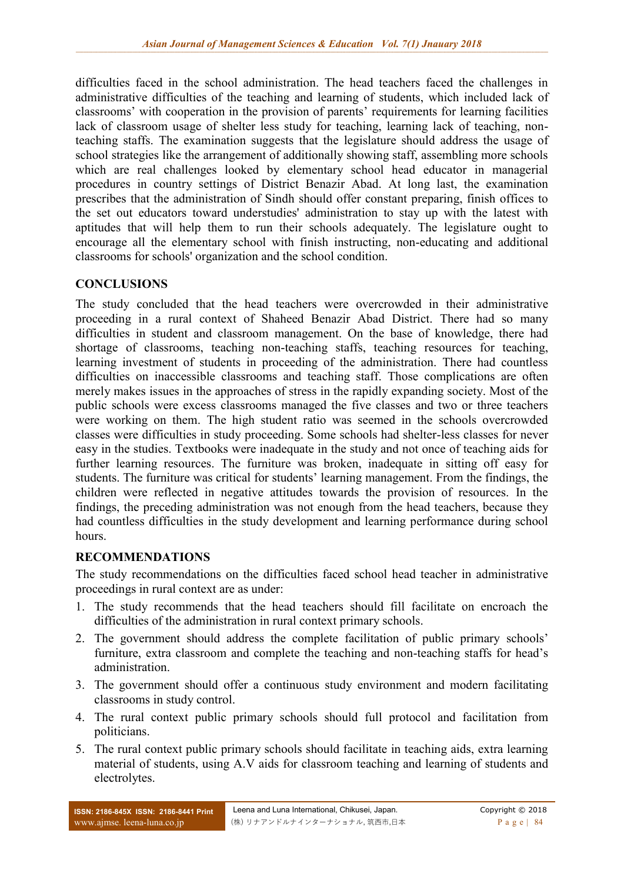difficulties faced in the school administration. The head teachers faced the challenges in administrative difficulties of the teaching and learning of students, which included lack of classrooms' with cooperation in the provision of parents' requirements for learning facilities lack of classroom usage of shelter less study for teaching, learning lack of teaching, non-teaching staffs. The examination suggests that the legislature should address the usage of school strategies like the arrangement of additionally showing staff, assembling more schools which are real challenges looked by elementary school head educator in managerial procedures in country settings of District Benazir Abad. At long last, the examination prescribes that the administration of Sindh should offer constant preparing, finish offices to the set out educators toward understudies' administration to stay up with the latest with aptitudes that will help them to run their schools adequately. The legislature ought to encourage all the elementary school with finish instructing, non-educating and additional classrooms for schools' organization and the school condition.

## CONCLUSIONS

The study concluded that the head teachers were overcrowded in their administrative proceeding in a rural context of Shaheed Benazir Abad District. There had so many difficulties in student and classroom management. On the base of knowledge, there had shortage of classrooms, teaching non-teaching staffs, teaching resources for teaching, learning investment of students in proceeding of the administration. There had countless difficulties on inaccessible classrooms and teaching staff. Those complications are often merely makes issues in the approaches of stress in the rapidly expanding society. Most of the public schools were excess classrooms managed the five classes and two or three teachers were working on them. The high student ratio was seemed in the schools overcrowded classes were difficulties in study proceeding. Some schools had shelter-less classes for never easy in the studies. Textbooks were inadequate in the study and not once of teaching aids for further learning resources. The furniture was broken, inadequate in sitting off easy for students. The furniture was critical for students' learning management. From the findings, the children were reflected in negative attitudes towards the provision of resources. In the findings, the preceding administration was not enough from the head teachers, because they had countless difficulties in the study development and learning performance during school hours.

## RECOMMENDATIONS

The study recommendations on the difficulties faced school head teacher in administrative proceedings in rural context are as under:

1. The study recommends that the head teachers should fill facilitate on encroach the difficulties of the administration in rural context primary schools.
2. The government should address the complete facilitation of public primary schools' furniture, extra classroom and complete the teaching and non-teaching staffs for head's administration.
3. The government should offer a continuous study environment and modern facilitating classrooms in study control.
4. The rural context public primary schools should full protocol and facilitation from politicians.
5. The rural context public primary schools should facilitate in teaching aids, extra learning material of students, using A.V aids for classroom teaching and learning of students and electrolytes.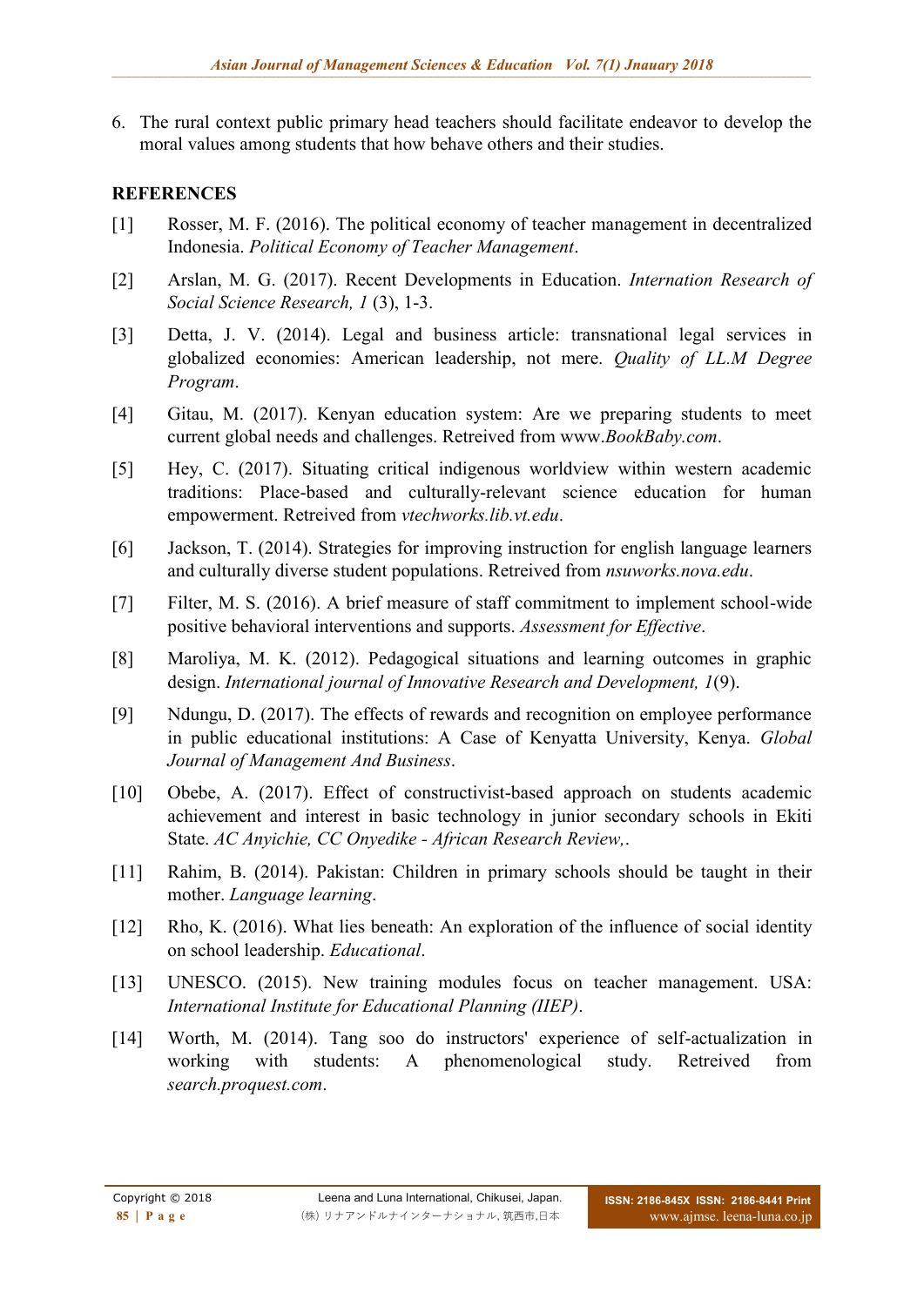6. The rural context public primary head teachers should facilitate endeavor to develop the moral values among students that how behave others and their studies.

## REFERENCES

[1] Rosser, M. F. (2016). The political economy of teacher management in decentralized Indonesia. *Political Economy of Teacher Management*.

[2] Arslan, M. G. (2017). Recent Developments in Education. *Internation Research of Social Science Research, 1* (3), 1-3.

[3] Detta, J. V. (2014). Legal and business article: transnational legal services in globalized economies: American leadership, not mere. *Quality of LL.M Degree Program*.

[4] Gitau, M. (2017). Kenyan education system: Are we preparing students to meet current global needs and challenges. Retreived from www.*BookBaby.com*.

[5] Hey, C. (2017). Situating critical indigenous worldview within western academic traditions: Place-based and culturally-relevant science education for human empowerment. Retreived from *vtechworks.lib.vt.edu*.

[6] Jackson, T. (2014). Strategies for improving instruction for english language learners and culturally diverse student populations. Retreived from *nsuworks.nova.edu*.

[7] Filter, M. S. (2016). A brief measure of staff commitment to implement school-wide positive behavioral interventions and supports. *Assessment for Effective*.

[8] Maroliya, M. K. (2012). Pedagogical situations and learning outcomes in graphic design. *International journal of Innovative Research and Development, 1*(9).

[9] Ndungu, D. (2017). The effects of rewards and recognition on employee performance in public educational institutions: A Case of Kenyatta University, Kenya. *Global Journal of Management And Business*.

[10] Obebe, A. (2017). Effect of constructivist-based approach on students academic achievement and interest in basic technology in junior secondary schools in Ekiti State. *AC Anyichie, CC Onyedike - African Research Review,*.

[11] Rahim, B. (2014). Pakistan: Children in primary schools should be taught in their mother. *Language learning*.

[12] Rho, K. (2016). What lies beneath: An exploration of the influence of social identity on school leadership. *Educational*.

[13] UNESCO. (2015). New training modules focus on teacher management. USA: *International Institute for Educational Planning (IIEP)*.

[14] Worth, M. (2014). Tang soo do instructors' experience of self-actualization in working with students: A phenomenological study. Retreived from *search.proquest.com*.